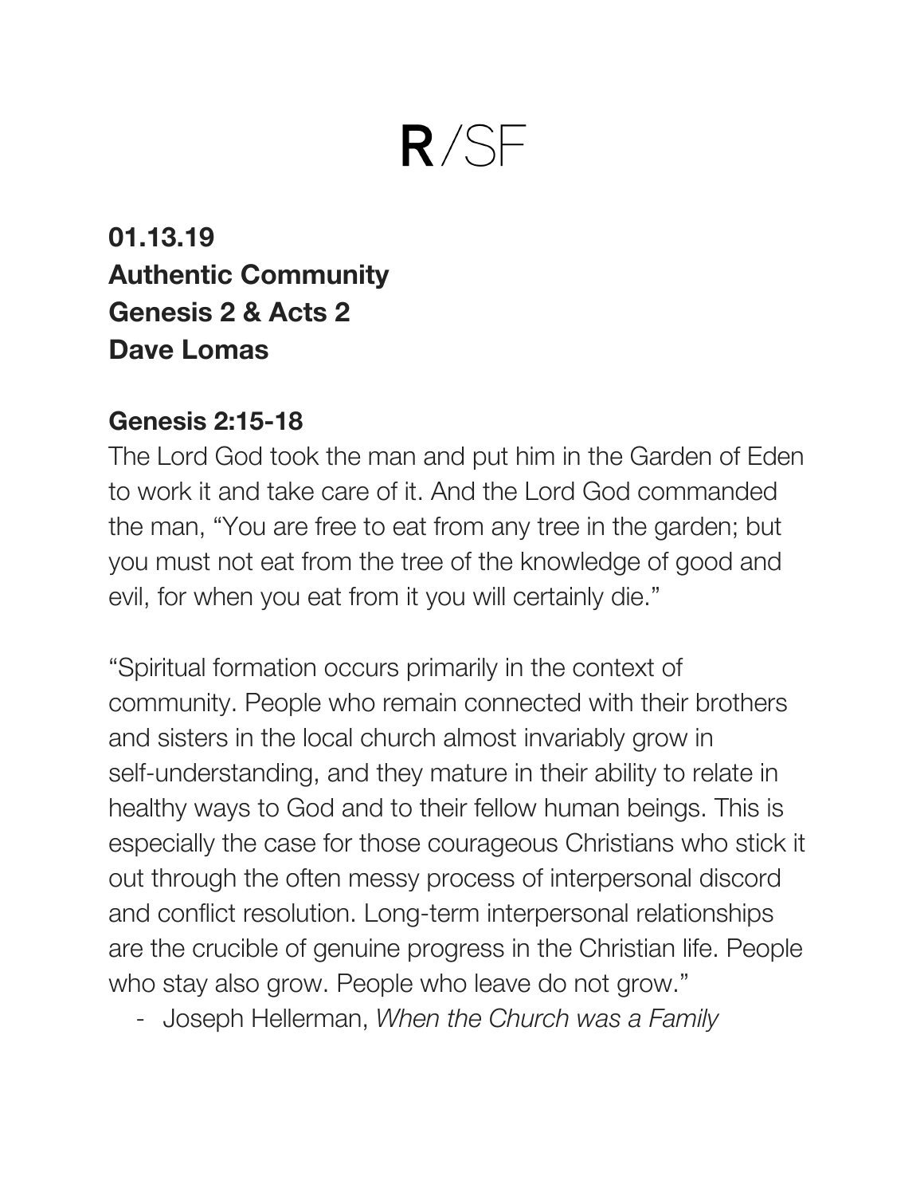# R/SF

**01.13.19**
**Authentic Community**
**Genesis 2 & Acts 2**
**Dave Lomas**

**Genesis 2:15-18**

The Lord God took the man and put him in the Garden of Eden to work it and take care of it. And the Lord God commanded the man, "You are free to eat from any tree in the garden; but you must not eat from the tree of the knowledge of good and evil, for when you eat from it you will certainly die."

"Spiritual formation occurs primarily in the context of community. People who remain connected with their brothers and sisters in the local church almost invariably grow in self-understanding, and they mature in their ability to relate in healthy ways to God and to their fellow human beings. This is especially the case for those courageous Christians who stick it out through the often messy process of interpersonal discord and conflict resolution. Long-term interpersonal relationships are the crucible of genuine progress in the Christian life. People who stay also grow. People who leave do not grow."

- Joseph Hellerman, *When the Church was a Family*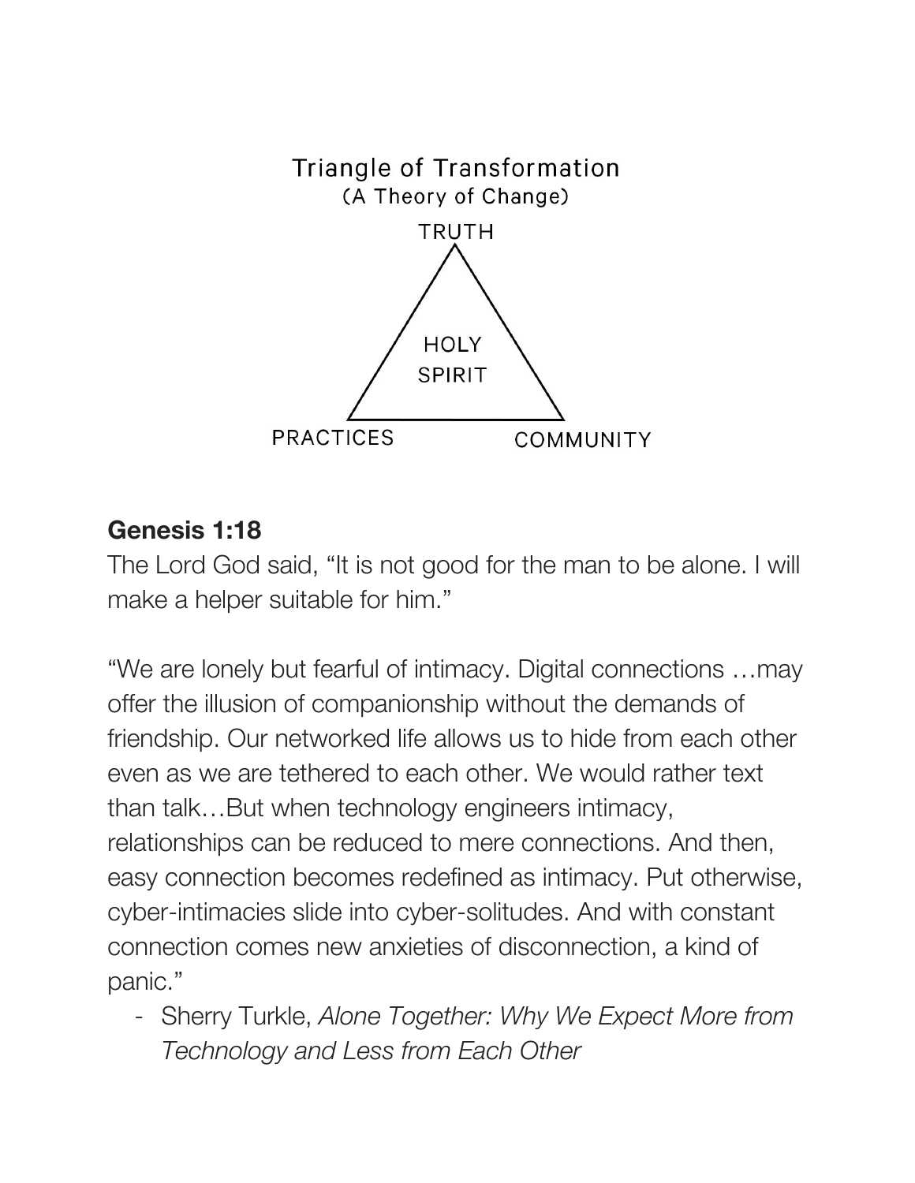Triangle of Transformation
(A Theory of Change)

TRUTH

HOLY
SPIRIT

PRACTICES

COMMUNITY

**Genesis 1:18**
The Lord God said, "It is not good for the man to be alone. I will make a helper suitable for him."

"We are lonely but fearful of intimacy. Digital connections …may offer the illusion of companionship without the demands of friendship. Our networked life allows us to hide from each other even as we are tethered to each other. We would rather text than talk…But when technology engineers intimacy, relationships can be reduced to mere connections. And then, easy connection becomes redefined as intimacy. Put otherwise, cyber-intimacies slide into cyber-solitudes. And with constant connection comes new anxieties of disconnection, a kind of panic."

- Sherry Turkle, *Alone Together: Why We Expect More from Technology and Less from Each Other*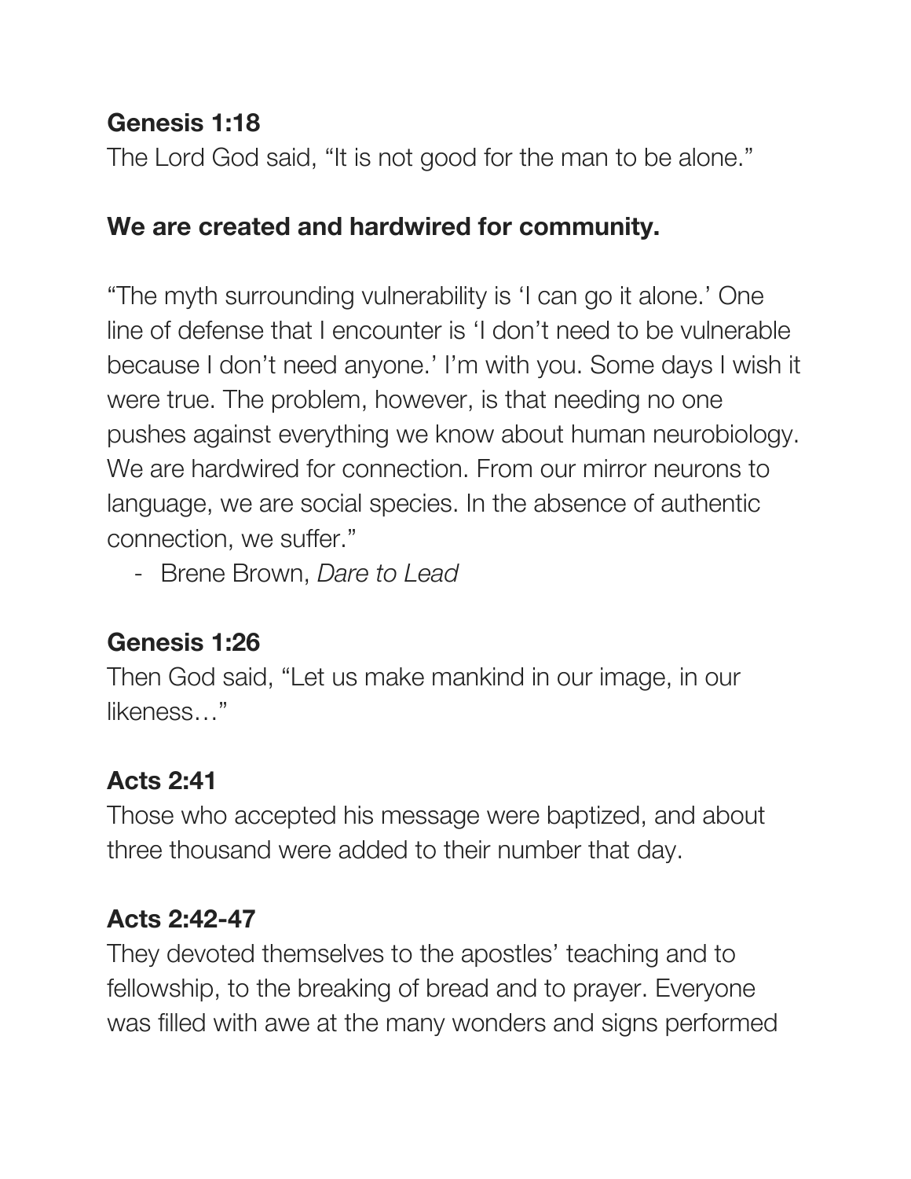**Genesis 1:18**
The Lord God said, "It is not good for the man to be alone."

**We are created and hardwired for community.**

"The myth surrounding vulnerability is 'I can go it alone.' One line of defense that I encounter is 'I don't need to be vulnerable because I don't need anyone.' I'm with you. Some days I wish it were true. The problem, however, is that needing no one pushes against everything we know about human neurobiology. We are hardwired for connection. From our mirror neurons to language, we are social species. In the absence of authentic connection, we suffer."

- Brene Brown, *Dare to Lead*

**Genesis 1:26**
Then God said, "Let us make mankind in our image, in our likeness…"

**Acts 2:41**
Those who accepted his message were baptized, and about three thousand were added to their number that day.

**Acts 2:42-47**
They devoted themselves to the apostles' teaching and to fellowship, to the breaking of bread and to prayer. Everyone was filled with awe at the many wonders and signs performed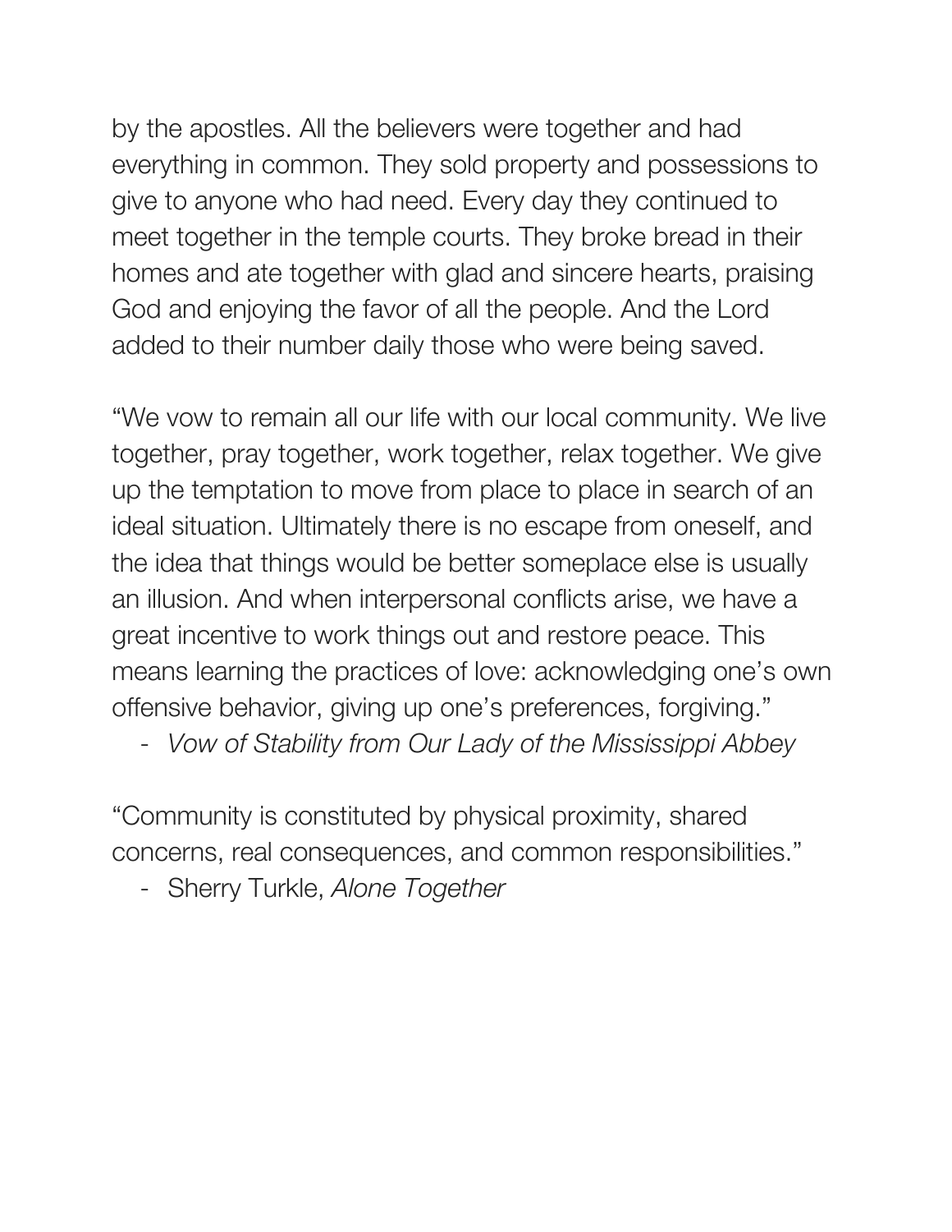by the apostles. All the believers were together and had everything in common. They sold property and possessions to give to anyone who had need. Every day they continued to meet together in the temple courts. They broke bread in their homes and ate together with glad and sincere hearts, praising God and enjoying the favor of all the people. And the Lord added to their number daily those who were being saved.

"We vow to remain all our life with our local community. We live together, pray together, work together, relax together. We give up the temptation to move from place to place in search of an ideal situation. Ultimately there is no escape from oneself, and the idea that things would be better someplace else is usually an illusion. And when interpersonal conflicts arise, we have a great incentive to work things out and restore peace. This means learning the practices of love: acknowledging one's own offensive behavior, giving up one's preferences, forgiving."

- *Vow of Stability from Our Lady of the Mississippi Abbey*

"Community is constituted by physical proximity, shared concerns, real consequences, and common responsibilities."

- Sherry Turkle, *Alone Together*